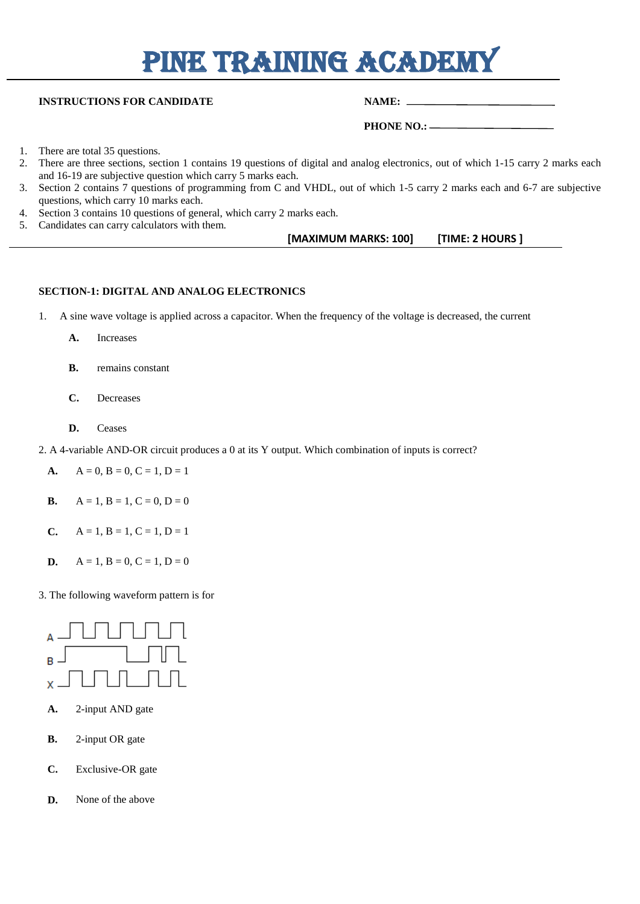# PINE TRAINING ACADEMY

**INSTRUCTIONS FOR CANDIDATE**

**NAME:** ____________________

**PHONE NO.:** ____________________

1. There are total 35 questions.
2. There are three sections, section 1 contains 19 questions of digital and analog electronics, out of which 1-15 carry 2 marks each and 16-19 are subjective question which carry 5 marks each.
3. Section 2 contains 7 questions of programming from C and VHDL, out of which 1-5 carry 2 marks each and 6-7 are subjective questions, which carry 10 marks each.
4. Section 3 contains 10 questions of general, which carry 2 marks each.
5. Candidates can carry calculators with them.

**[MAXIMUM MARKS: 100]** **[TIME: 2 HOURS ]**

---

**SECTION-1: DIGITAL AND ANALOG ELECTRONICS**

1. A sine wave voltage is applied across a capacitor. When the frequency of the voltage is decreased, the current

   **A.** Increases

   **B.** remains constant

   **C.** Decreases

   **D.** Ceases

2. A 4-variable AND-OR circuit produces a 0 at its Y output. Which combination of inputs is correct?

   **A.** A = 0, B = 0, C = 1, D = 1

   **B.** A = 1, B = 1, C = 0, D = 0

   **C.** A = 1, B = 1, C = 1, D = 1

   **D.** A = 1, B = 0, C = 1, D = 0

3. The following waveform pattern is for

   **A.** 2-input AND gate

   **B.** 2-input OR gate

   **C.** Exclusive-OR gate

   **D.** None of the above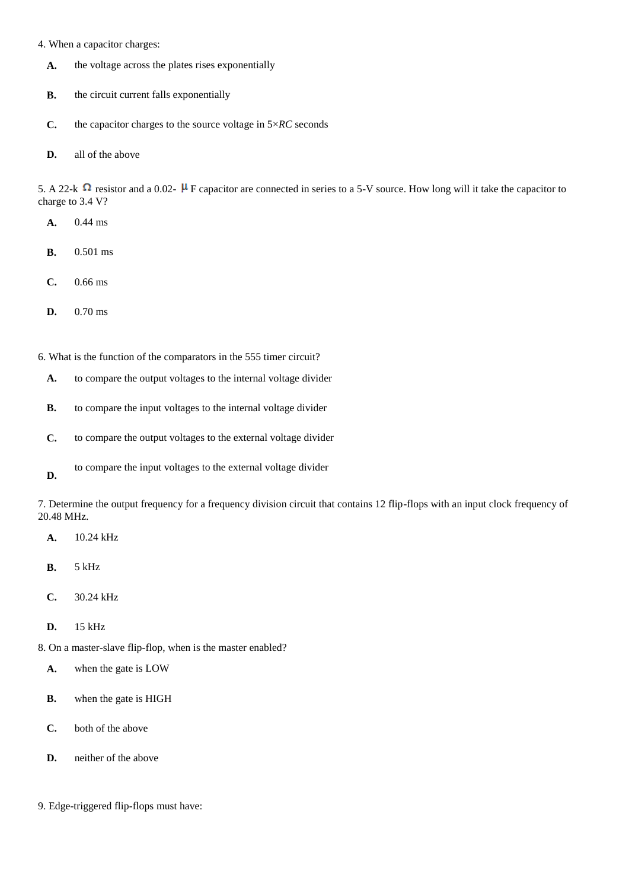4. When a capacitor charges:

**A.** the voltage across the plates rises exponentially

**B.** the circuit current falls exponentially

**C.** the capacitor charges to the source voltage in $5 \times RC$ seconds

**D.** all of the above

5. A 22-k $\Omega$ resistor and a 0.02- $\mu$ F capacitor are connected in series to a 5-V source. How long will it take the capacitor to charge to 3.4 V?

**A.** 0.44 ms

**B.** 0.501 ms

**C.** 0.66 ms

**D.** 0.70 ms

6. What is the function of the comparators in the 555 timer circuit?

**A.** to compare the output voltages to the internal voltage divider

**B.** to compare the input voltages to the internal voltage divider

**C.** to compare the output voltages to the external voltage divider

**D.** to compare the input voltages to the external voltage divider

7. Determine the output frequency for a frequency division circuit that contains 12 flip-flops with an input clock frequency of 20.48 MHz.

**A.** 10.24 kHz

**B.** 5 kHz

**C.** 30.24 kHz

**D.** 15 kHz

8. On a master-slave flip-flop, when is the master enabled?

**A.** when the gate is LOW

**B.** when the gate is HIGH

**C.** both of the above

**D.** neither of the above

9. Edge-triggered flip-flops must have: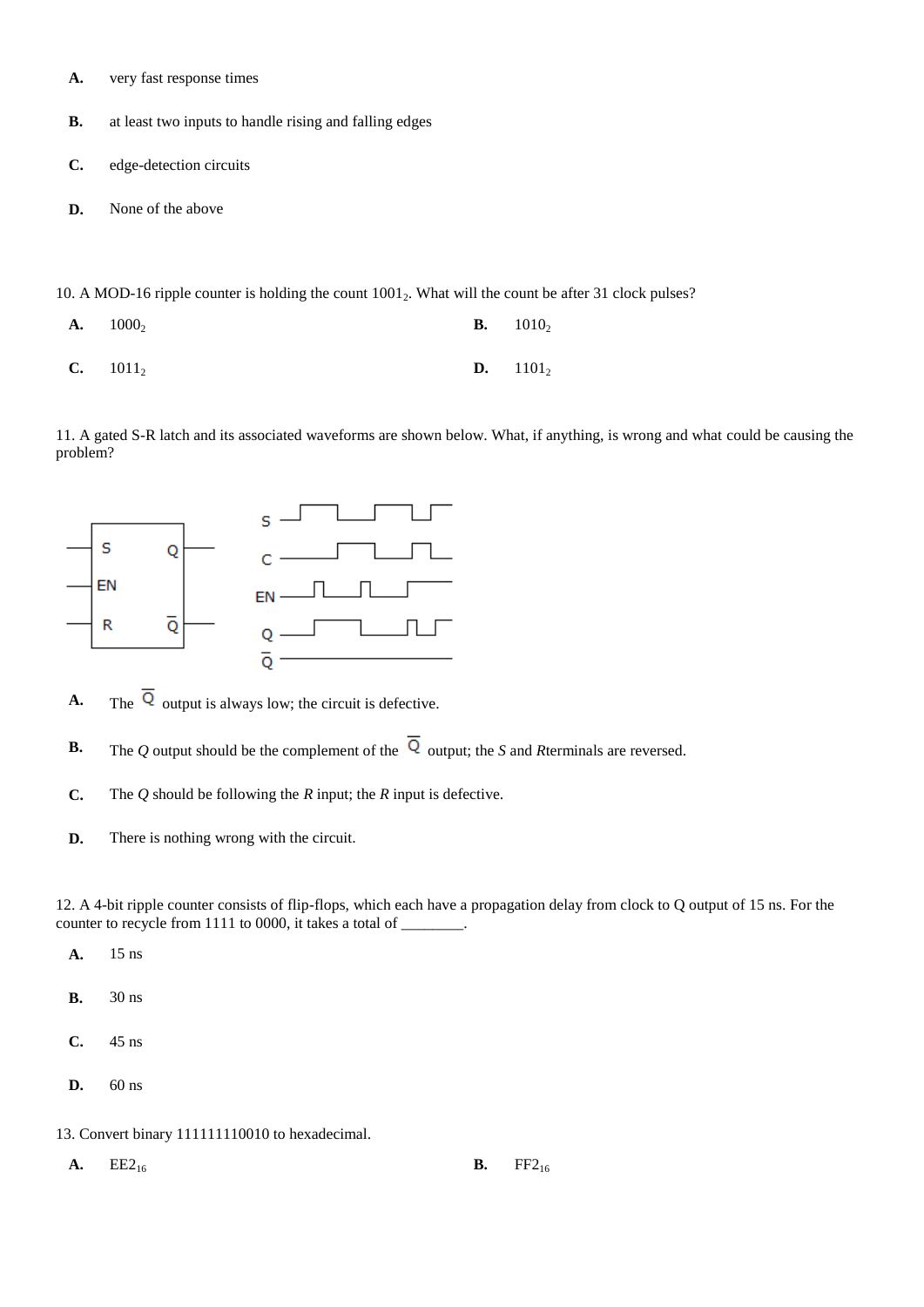**A.** very fast response times

**B.** at least two inputs to handle rising and falling edges

**C.** edge-detection circuits

**D.** None of the above

10. A MOD-16 ripple counter is holding the count $1001_2$. What will the count be after 31 clock pulses?

**A.** $1000_2$

**B.** $1010_2$

**C.** $1011_2$

**D.** $1101_2$

11. A gated S-R latch and its associated waveforms are shown below. What, if anything, is wrong and what could be causing the problem?

**A.** The $\overline{Q}$ output is always low; the circuit is defective.

**B.** The *Q* output should be the complement of the $\overline{Q}$ output; the *S* and *R*terminals are reversed.

**C.** The *Q* should be following the *R* input; the *R* input is defective.

**D.** There is nothing wrong with the circuit.

12. A 4-bit ripple counter consists of flip-flops, which each have a propagation delay from clock to Q output of 15 ns. For the counter to recycle from 1111 to 0000, it takes a total of ________.

**A.** 15 ns

**B.** 30 ns

**C.** 45 ns

**D.** 60 ns

13. Convert binary 111111110010 to hexadecimal.

**A.** $EE2_{16}$

**B.** $FF2_{16}$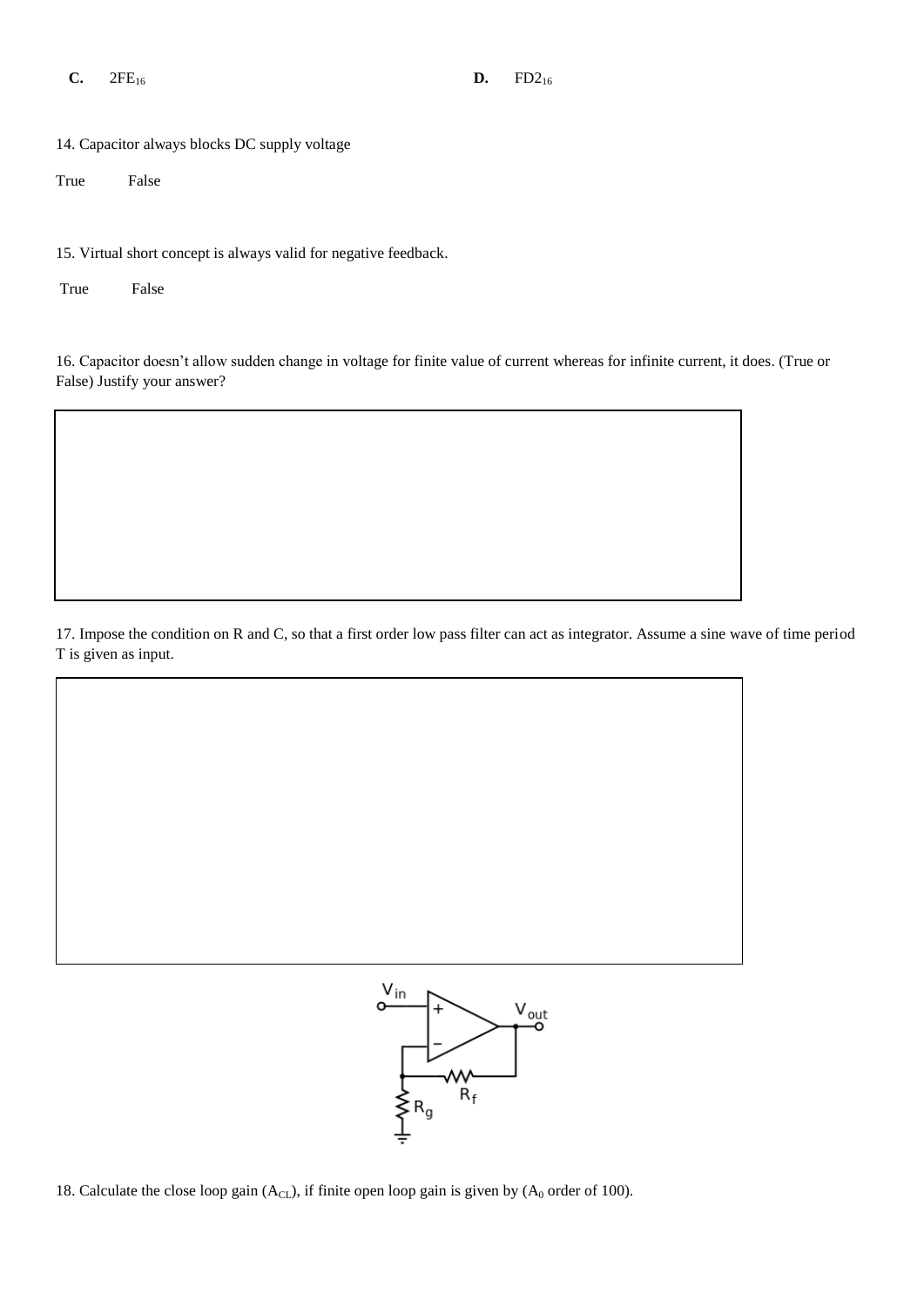**C.** $2FE_{16}$ **D.** $FD2_{16}$

14. Capacitor always blocks DC supply voltage

True False

15. Virtual short concept is always valid for negative feedback.

True False

16. Capacitor doesn't allow sudden change in voltage for finite value of current whereas for infinite current, it does. (True or False) Justify your answer?

17. Impose the condition on R and C, so that a first order low pass filter can act as integrator. Assume a sine wave of time period T is given as input.

18. Calculate the close loop gain ($A_{CL}$), if finite open loop gain is given by ($A_0$ order of 100).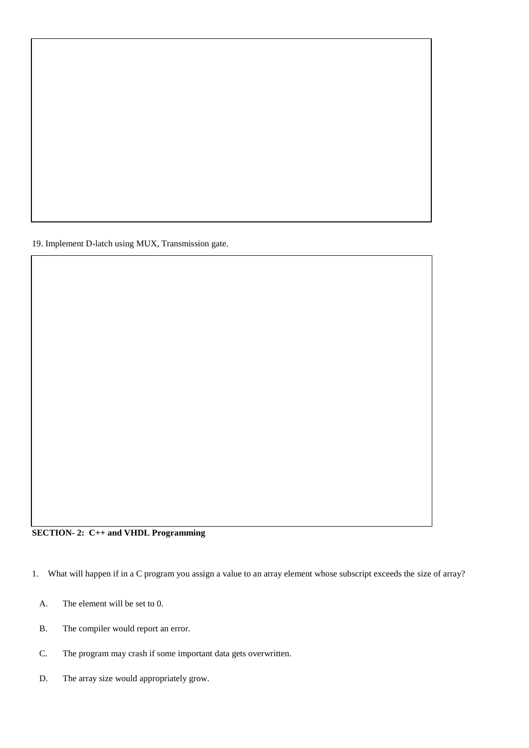19. Implement D-latch using MUX, Transmission gate.

**SECTION- 2: C++ and VHDL Programming**

1. What will happen if in a C program you assign a value to an array element whose subscript exceeds the size of array?

   A. The element will be set to 0.

   B. The compiler would report an error.

   C. The program may crash if some important data gets overwritten.

   D. The array size would appropriately grow.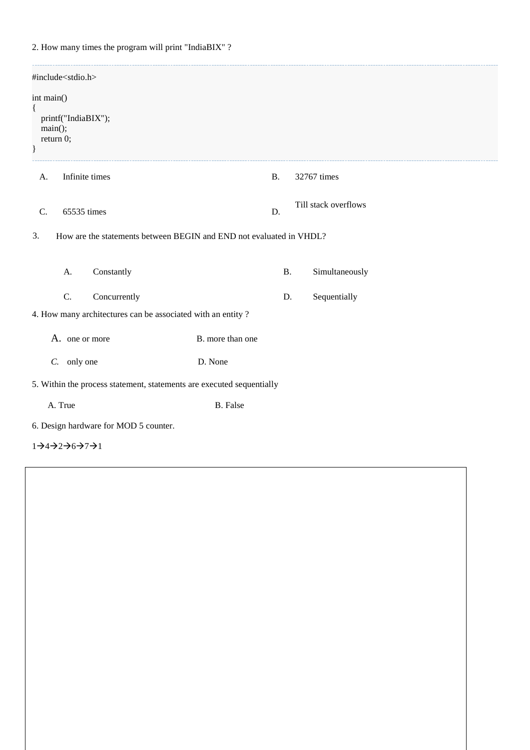2. How many times the program will print "IndiaBIX" ?

```
#include<stdio.h>

int main()
{
   printf("IndiaBIX");
   main();
   return 0;
}
```

A. Infinite times

B. 32767 times

C. 65535 times

D. Till stack overflows

3. How are the statements between BEGIN and END not evaluated in VHDL?

A. Constantly

B. Simultaneously

C. Concurrently

D. Sequentially

4. How many architectures can be associated with an entity ?

A. one or more

B. more than one

C. only one

D. None

5. Within the process statement, statements are executed sequentially

A. True

B. False

6. Design hardware for MOD 5 counter.

1→4→2→6→7→1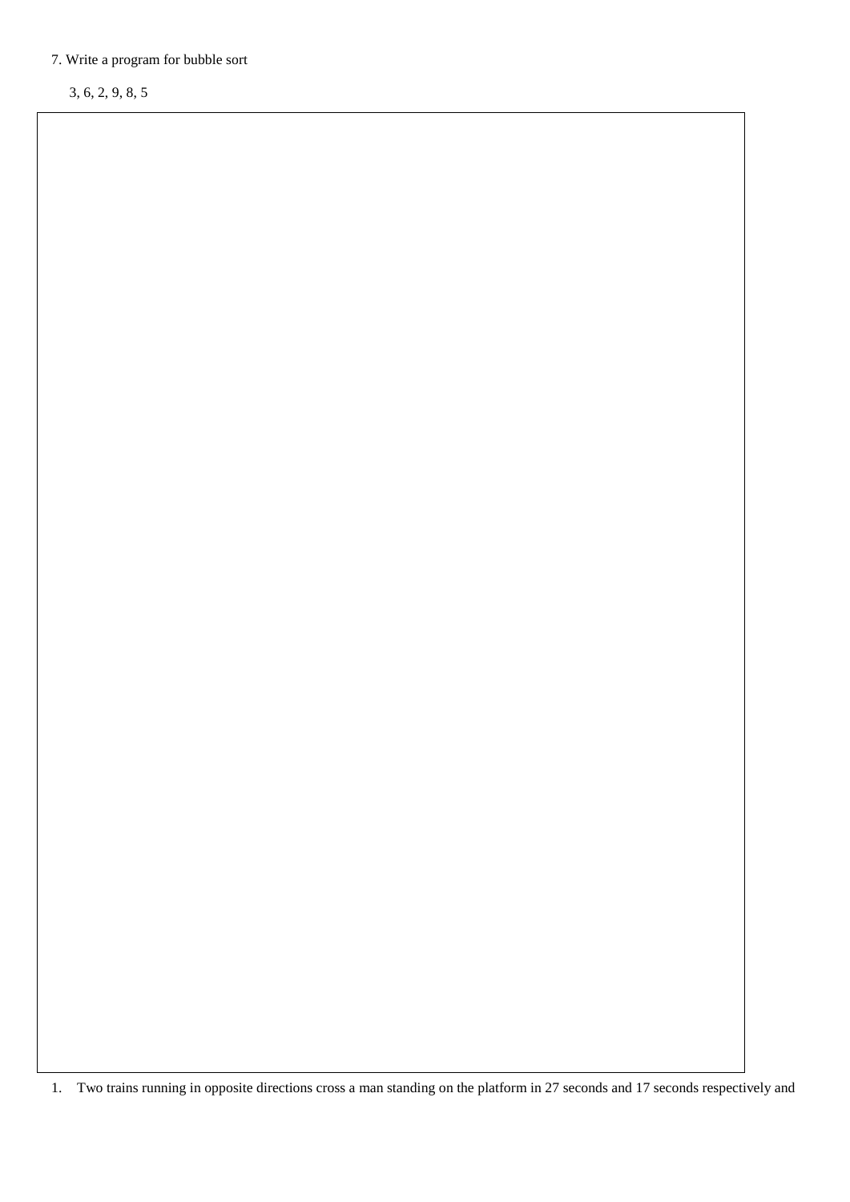7. Write a program for bubble sort

   3, 6, 2, 9, 8, 5

1. Two trains running in opposite directions cross a man standing on the platform in 27 seconds and 17 seconds respectively and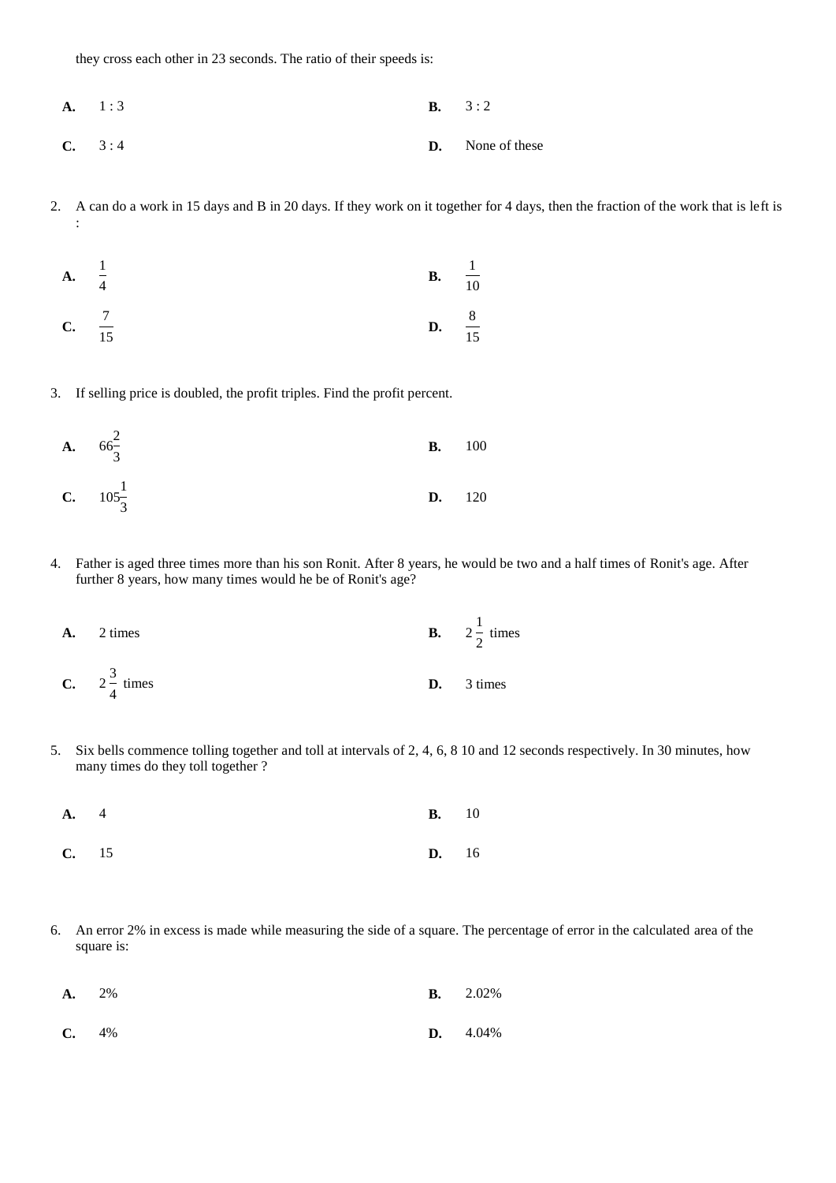they cross each other in 23 seconds. The ratio of their speeds is:

**A.** 1 : 3

**B.** 3 : 2

**C.** 3 : 4

**D.** None of these

2. A can do a work in 15 days and B in 20 days. If they work on it together for 4 days, then the fraction of the work that is left is :

**A.** $\frac{1}{4}$

**B.** $\frac{1}{10}$

**C.** $\frac{7}{15}$

**D.** $\frac{8}{15}$

3. If selling price is doubled, the profit triples. Find the profit percent.

**A.** $66\frac{2}{3}$

**B.** 100

**C.** $105\frac{1}{3}$

**D.** 120

4. Father is aged three times more than his son Ronit. After 8 years, he would be two and a half times of Ronit's age. After further 8 years, how many times would he be of Ronit's age?

**A.** 2 times

**B.** $2\frac{1}{2}$ times

**C.** $2\frac{3}{4}$ times

**D.** 3 times

5. Six bells commence tolling together and toll at intervals of 2, 4, 6, 8 10 and 12 seconds respectively. In 30 minutes, how many times do they toll together ?

**A.** 4

**B.** 10

**C.** 15

**D.** 16

6. An error 2% in excess is made while measuring the side of a square. The percentage of error in the calculated area of the square is:

**A.** 2%

**B.** 2.02%

**C.** 4%

**D.** 4.04%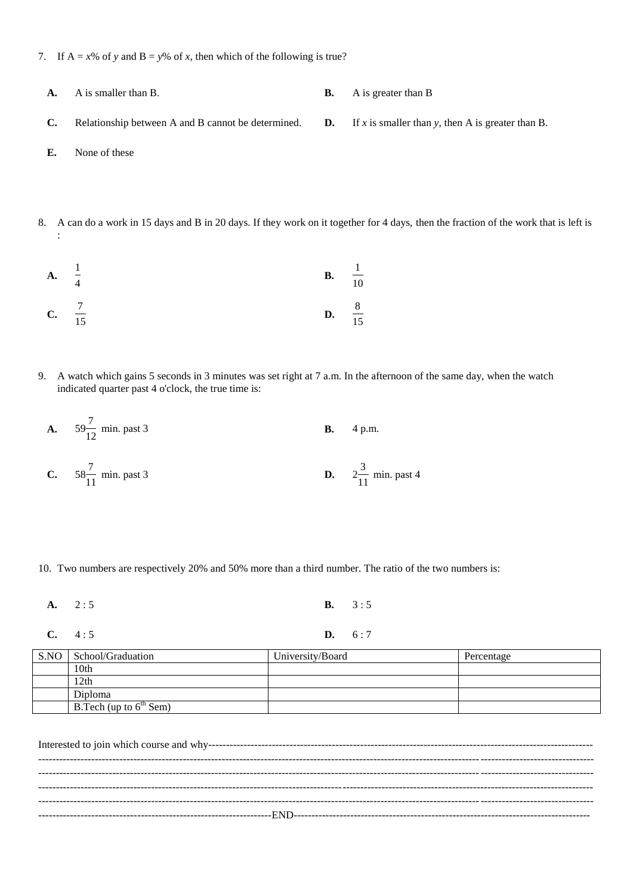7. If A = $x$% of $y$ and B = $y$% of $x$, then which of the following is true?

**A.** A is smaller than B.

**B.** A is greater than B

**C.** Relationship between A and B cannot be determined.

**D.** If $x$ is smaller than $y$, then A is greater than B.

**E.** None of these

8. A can do a work in 15 days and B in 20 days. If they work on it together for 4 days, then the fraction of the work that is left is :

**A.** $\frac{1}{4}$

**B.** $\frac{1}{10}$

**C.** $\frac{7}{15}$

**D.** $\frac{8}{15}$

9. A watch which gains 5 seconds in 3 minutes was set right at 7 a.m. In the afternoon of the same day, when the watch indicated quarter past 4 o'clock, the true time is:

**A.** $59\frac{7}{12}$ min. past 3

**B.** 4 p.m.

**C.** $58\frac{7}{11}$ min. past 3

**D.** $2\frac{3}{11}$ min. past 4

10. Two numbers are respectively 20% and 50% more than a third number. The ratio of the two numbers is:

**A.** 2 : 5

**B.** 3 : 5

**C.** 4 : 5

**D.** 6 : 7

| S.NO | School/Graduation | University/Board | Percentage |
|---|---|---|---|
| | 10th | | |
| | 12th | | |
| | Diploma | | |
| | B.Tech (up to 6th Sem) | | |

Interested to join which course and why------------------------------------------------------------------------------------------------------------
------------------------------------------------------------------------------------------------------------------------------------------------------------------
------------------------------------------------------------------------------------------------------------------------------------------------------------------
------------------------------------------------------------------------------------------------------------------------------------------------------------------
------------------------------------------------------------------------------------------------------------------------------------------------------------------
-------------------------------------------------------------------END-----------------------------------------------------------------------------------